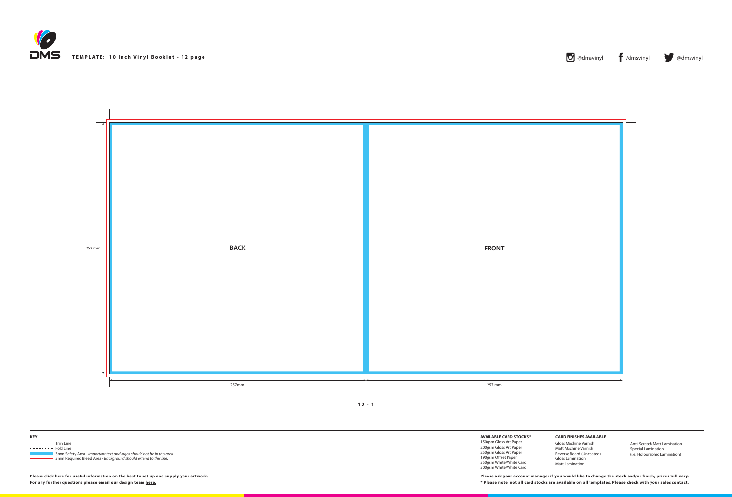**TEMPLATE: 10 Inch Vinyl Booklet - 12 page**

@dmsvinyl /dmsvinyl @dmsvinyl

252 mm

**BACK**

**FRONT**

257mm

257 mm

**12 - 1**

**KEY**

- Trim Line
- Fold Line
- 3mm Safety Area - *Important text and logos should not be in this area.*
- 3mm Required Bleed Area - *Background should extend to this line.*

**AVAILABLE CARD STOCKS ***

150gsm Gloss Art Paper
200gsm Gloss Art Paper
250gsm Gloss Art Paper
190gsm Offset Paper
350gsm White/White Card
300gsm White/White Card

**CARD FINISHES AVAILABLE**

Gloss Machine Varnish
Matt Machine Varnish
Reverse Board (Uncoated)
Gloss Lamination
Matt Lamination

Anti-Scratch Matt Lamination
Special Lamination
(i.e. Holographic Lamination)

**Please click here for useful information on the best to set up and supply your artwork.**
**For any further questions please email our design team here.**

**Please ask your account manager if you would like to change the stock and/or finish, prices will vary.**
*** Please note, not all card stocks are available on all templates. Please check with your sales contact.**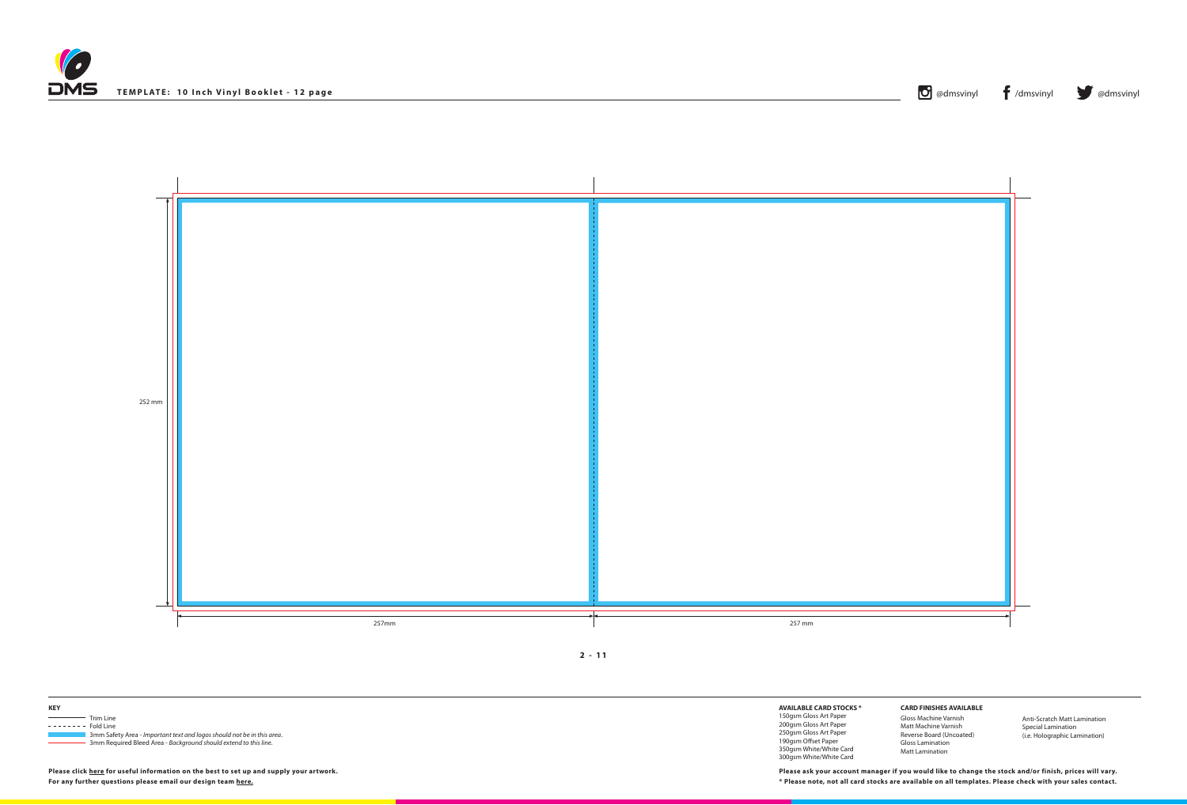**TEMPLATE: 10 Inch Vinyl Booklet - 12 page**

@dmsvinyl /dmsvinyl @dmsvinyl

252 mm

257mm

257 mm

**2 - 11**

**KEY**

- Trim Line
- Fold Line
- 3mm Safety Area - *Important text and logos should not be in this area.*
- 3mm Required Bleed Area - *Background should extend to this line.*

**Please click here for useful information on the best to set up and supply your artwork.**
**For any further questions please email our design team here.**

**AVAILABLE CARD STOCKS \***

150gsm Gloss Art Paper
200gsm Gloss Art Paper
250gsm Gloss Art Paper
190gsm Offset Paper
350gsm White/White Card
300gsm White/White Card

**CARD FINISHES AVAILABLE**

Gloss Machine Varnish
Matt Machine Varnish
Reverse Board (Uncoated)
Gloss Lamination
Matt Lamination
Anti-Scratch Matt Lamination
Special Lamination
(i.e. Holographic Lamination)

**Please ask your account manager if you would like to change the stock and/or finish, prices will vary.**
**\* Please note, not all card stocks are available on all templates. Please check with your sales contact.**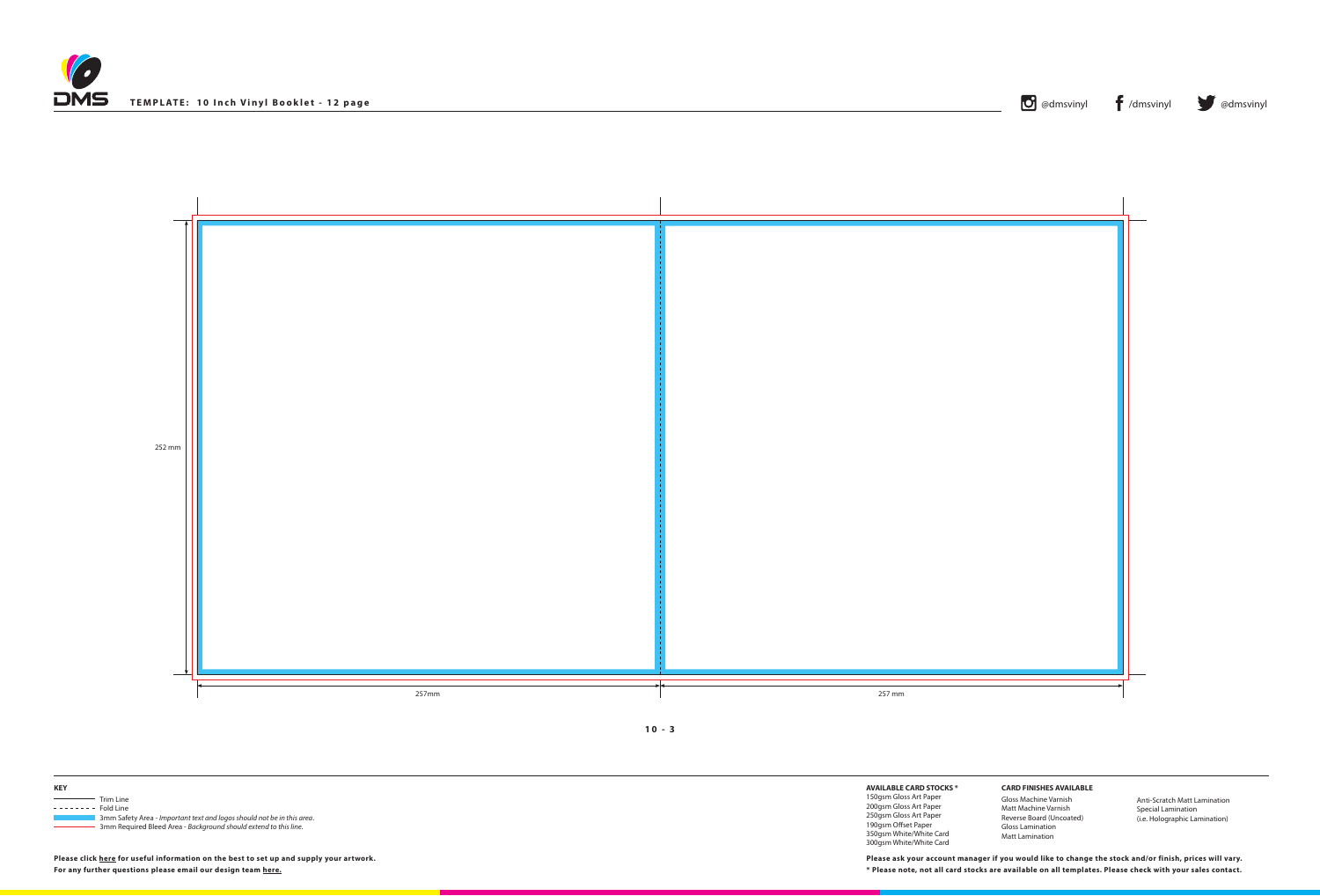**TEMPLATE: 10 Inch Vinyl Booklet - 12 page**

@dmsvinyl /dmsvinyl @dmsvinyl

252 mm

257mm

257 mm

**10 - 3**

**KEY**

- Trim Line
- Fold Line
- 3mm Safety Area - *Important text and logos should not be in this area.*
- 3mm Required Bleed Area - *Background should extend to this line.*

**AVAILABLE CARD STOCKS ***

150gsm Gloss Art Paper
200gsm Gloss Art Paper
250gsm Gloss Art Paper
190gsm Offset Paper
350gsm White/White Card
300gsm White/White Card

**CARD FINISHES AVAILABLE**

Gloss Machine Varnish
Matt Machine Varnish
Reverse Board (Uncoated)
Gloss Lamination
Matt Lamination
Anti-Scratch Matt Lamination
Special Lamination
(i.e. Holographic Lamination)

**Please click here for useful information on the best to set up and supply your artwork.**
**For any further questions please email our design team here.**

**Please ask your account manager if you would like to change the stock and/or finish, prices will vary.**
*** Please note, not all card stocks are available on all templates. Please check with your sales contact.**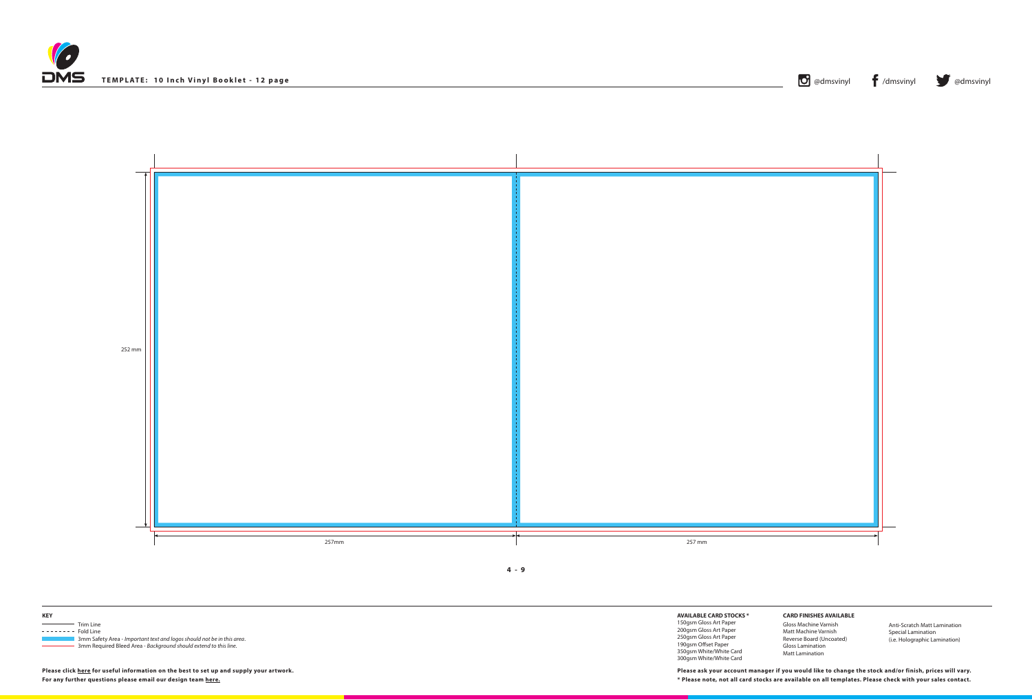**TEMPLATE: 10 Inch Vinyl Booklet - 12 page**

@dmsvinyl /dmsvinyl @dmsvinyl

252 mm

257mm

257 mm

**4 - 9**

**KEY**

- Trim Line
- Fold Line
- 3mm Safety Area - *Important text and logos should not be in this area.*
- 3mm Required Bleed Area - *Background should extend to this line.*

**Please click here for useful information on the best to set up and supply your artwork.**
**For any further questions please email our design team here.**

**AVAILABLE CARD STOCKS ***

150gsm Gloss Art Paper
200gsm Gloss Art Paper
250gsm Gloss Art Paper
190gsm Offset Paper
350gsm White/White Card
300gsm White/White Card

**CARD FINISHES AVAILABLE**

Gloss Machine Varnish
Matt Machine Varnish
Reverse Board (Uncoated)
Gloss Lamination
Matt Lamination
Anti-Scratch Matt Lamination
Special Lamination
(i.e. Holographic Lamination)

**Please ask your account manager if you would like to change the stock and/or finish, prices will vary.**
**\* Please note, not all card stocks are available on all templates. Please check with your sales contact.**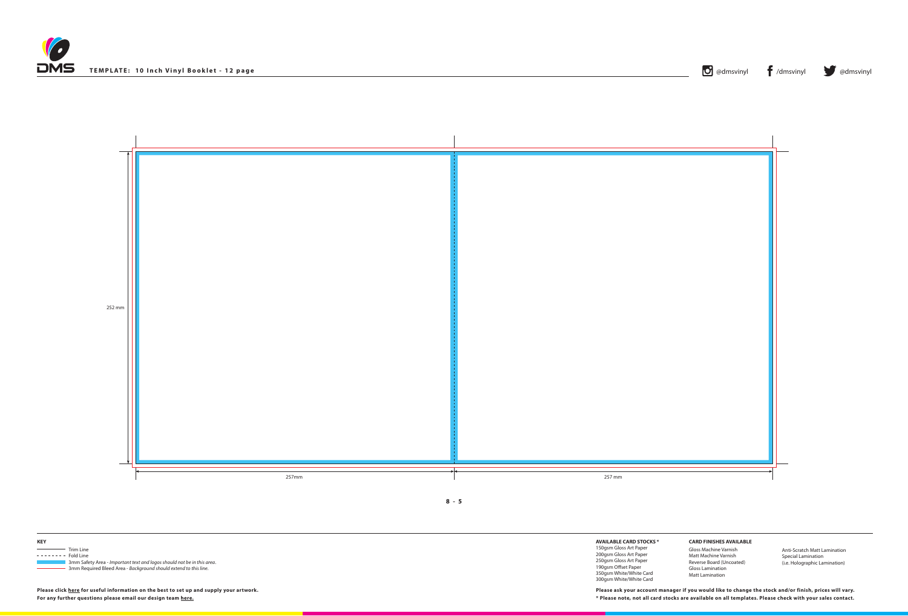**TEMPLATE: 10 Inch Vinyl Booklet - 12 page**

@dmsvinyl /dmsvinyl @dmsvinyl

252 mm

257mm 257 mm

**8 - 5**

**KEY**

- Trim Line
- Fold Line
- 3mm Safety Area - *Important text and logos should not be in this area.*
- 3mm Required Bleed Area - *Background should extend to this line.*

**Please click here for useful information on the best to set up and supply your artwork.**
**For any further questions please email our design team here.**

**AVAILABLE CARD STOCKS ***

150gsm Gloss Art Paper
200gsm Gloss Art Paper
250gsm Gloss Art Paper
190gsm Offset Paper
350gsm White/White Card
300gsm White/White Card

**CARD FINISHES AVAILABLE**

Gloss Machine Varnish
Matt Machine Varnish
Reverse Board (Uncoated)
Gloss Lamination
Matt Lamination
Anti-Scratch Matt Lamination
Special Lamination
(i.e. Holographic Lamination)

**Please ask your account manager if you would like to change the stock and/or finish, prices will vary.**
**\* Please note, not all card stocks are available on all templates. Please check with your sales contact.**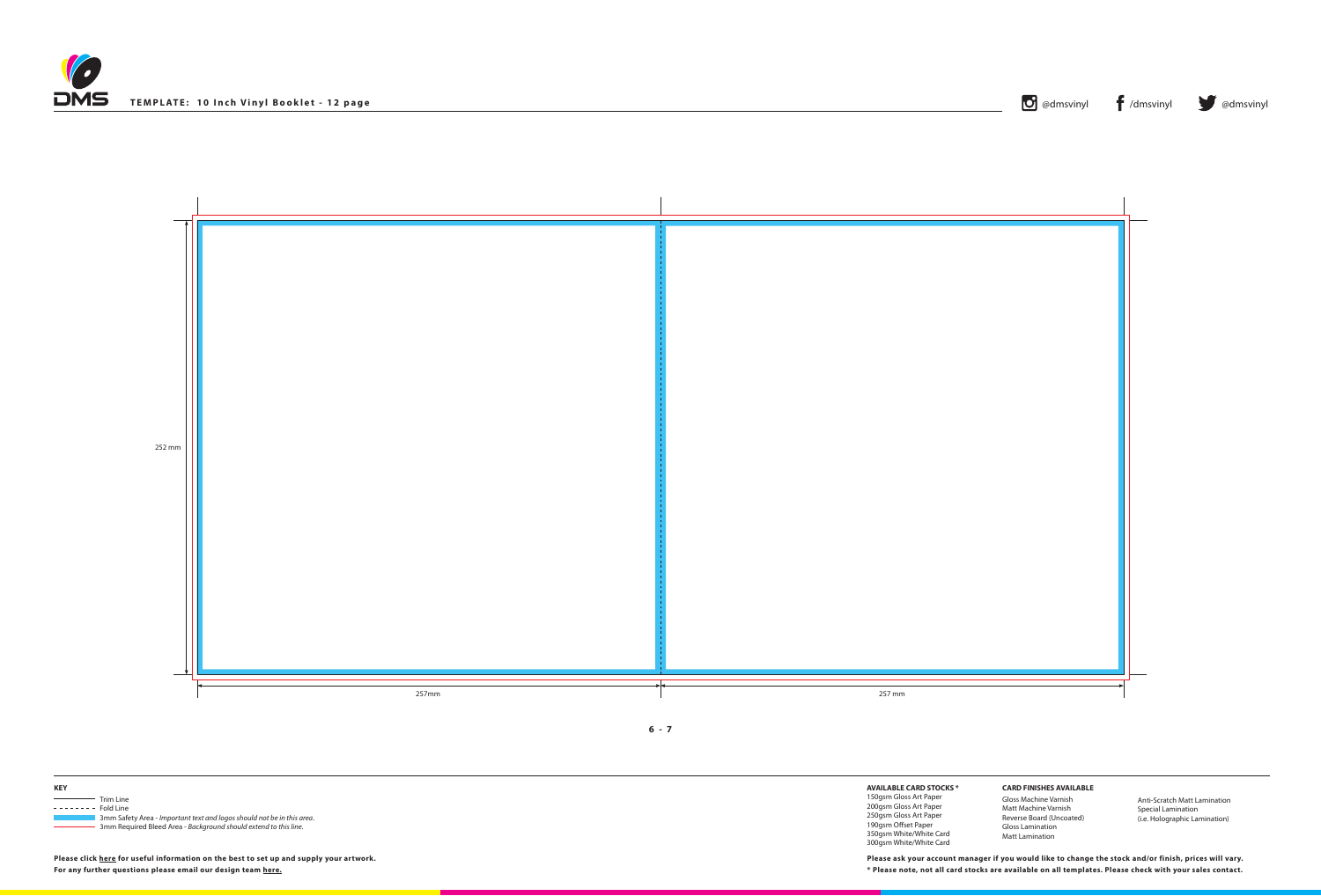**TEMPLATE: 10 Inch Vinyl Booklet - 12 page**

@dmsvinyl /dmsvinyl @dmsvinyl

252 mm

257mm

257 mm

**6 - 7**

**KEY**

Trim Line
Fold Line
3mm Safety Area - *Important text and logos should not be in this area.*
3mm Required Bleed Area - *Background should extend to this line.*

**AVAILABLE CARD STOCKS \***

150gsm Gloss Art Paper
200gsm Gloss Art Paper
250gsm Gloss Art Paper
190gsm Offset Paper
350gsm White/White Card
300gsm White/White Card

**CARD FINISHES AVAILABLE**

Gloss Machine Varnish
Matt Machine Varnish
Reverse Board (Uncoated)
Gloss Lamination
Matt Lamination
Anti-Scratch Matt Lamination
Special Lamination
(i.e. Holographic Lamination)

**Please click here for useful information on the best to set up and supply your artwork.**
**For any further questions please email our design team here.**

**Please ask your account manager if you would like to change the stock and/or finish, prices will vary.**
**\* Please note, not all card stocks are available on all templates. Please check with your sales contact.**